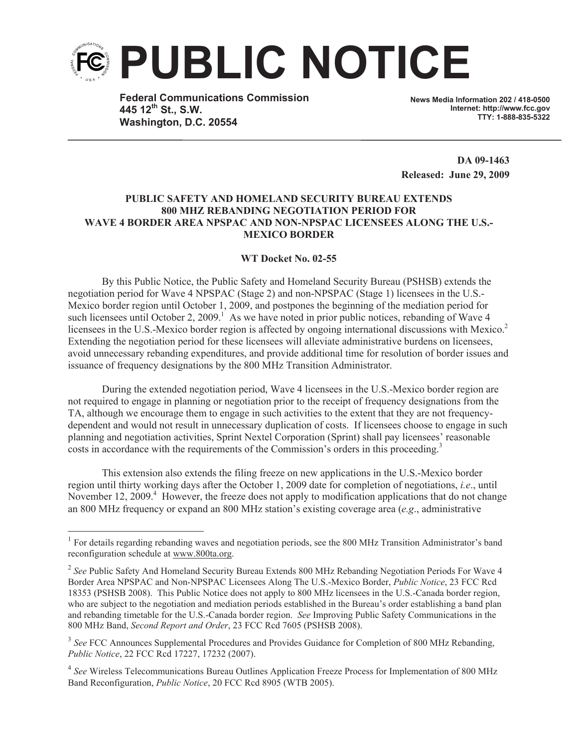# PUBLIC NOTICE

**Federal Communications Commission**
**445 12th St., S.W.**
**Washington, D.C. 20554**

**News Media Information 202 / 418-0500**
**Internet: http://www.fcc.gov**
**TTY: 1-888-835-5322**

**DA 09-1463**
**Released: June 29, 2009**

**PUBLIC SAFETY AND HOMELAND SECURITY BUREAU EXTENDS 800 MHZ REBANDING NEGOTIATION PERIOD FOR WAVE 4 BORDER AREA NPSPAC AND NON-NPSPAC LICENSEES ALONG THE U.S.-MEXICO BORDER**

**WT Docket No. 02-55**

By this Public Notice, the Public Safety and Homeland Security Bureau (PSHSB) extends the negotiation period for Wave 4 NPSPAC (Stage 2) and non-NPSPAC (Stage 1) licensees in the U.S.-Mexico border region until October 1, 2009, and postpones the beginning of the mediation period for such licensees until October 2, 2009.[1] As we have noted in prior public notices, rebanding of Wave 4 licensees in the U.S.-Mexico border region is affected by ongoing international discussions with Mexico.[2] Extending the negotiation period for these licensees will alleviate administrative burdens on licensees, avoid unnecessary rebanding expenditures, and provide additional time for resolution of border issues and issuance of frequency designations by the 800 MHz Transition Administrator.

During the extended negotiation period, Wave 4 licensees in the U.S.-Mexico border region are not required to engage in planning or negotiation prior to the receipt of frequency designations from the TA, although we encourage them to engage in such activities to the extent that they are not frequency-dependent and would not result in unnecessary duplication of costs. If licensees choose to engage in such planning and negotiation activities, Sprint Nextel Corporation (Sprint) shall pay licensees' reasonable costs in accordance with the requirements of the Commission's orders in this proceeding.[3]

This extension also extends the filing freeze on new applications in the U.S.-Mexico border region until thirty working days after the October 1, 2009 date for completion of negotiations, *i.e*., until November 12, 2009.[4] However, the freeze does not apply to modification applications that do not change an 800 MHz frequency or expand an 800 MHz station's existing coverage area (*e.g*., administrative

---

[1] For details regarding rebanding waves and negotiation periods, see the 800 MHz Transition Administrator's band reconfiguration schedule at www.800ta.org.

[2] *See* Public Safety And Homeland Security Bureau Extends 800 MHz Rebanding Negotiation Periods For Wave 4 Border Area NPSPAC and Non-NPSPAC Licensees Along The U.S.-Mexico Border, *Public Notice*, 23 FCC Rcd 18353 (PSHSB 2008). This Public Notice does not apply to 800 MHz licensees in the U.S.-Canada border region, who are subject to the negotiation and mediation periods established in the Bureau's order establishing a band plan and rebanding timetable for the U.S.-Canada border region. *See* Improving Public Safety Communications in the 800 MHz Band, *Second Report and Order*, 23 FCC Rcd 7605 (PSHSB 2008).

[3] *See* FCC Announces Supplemental Procedures and Provides Guidance for Completion of 800 MHz Rebanding, *Public Notice*, 22 FCC Rcd 17227, 17232 (2007).

[4] *See* Wireless Telecommunications Bureau Outlines Application Freeze Process for Implementation of 800 MHz Band Reconfiguration, *Public Notice*, 20 FCC Rcd 8905 (WTB 2005).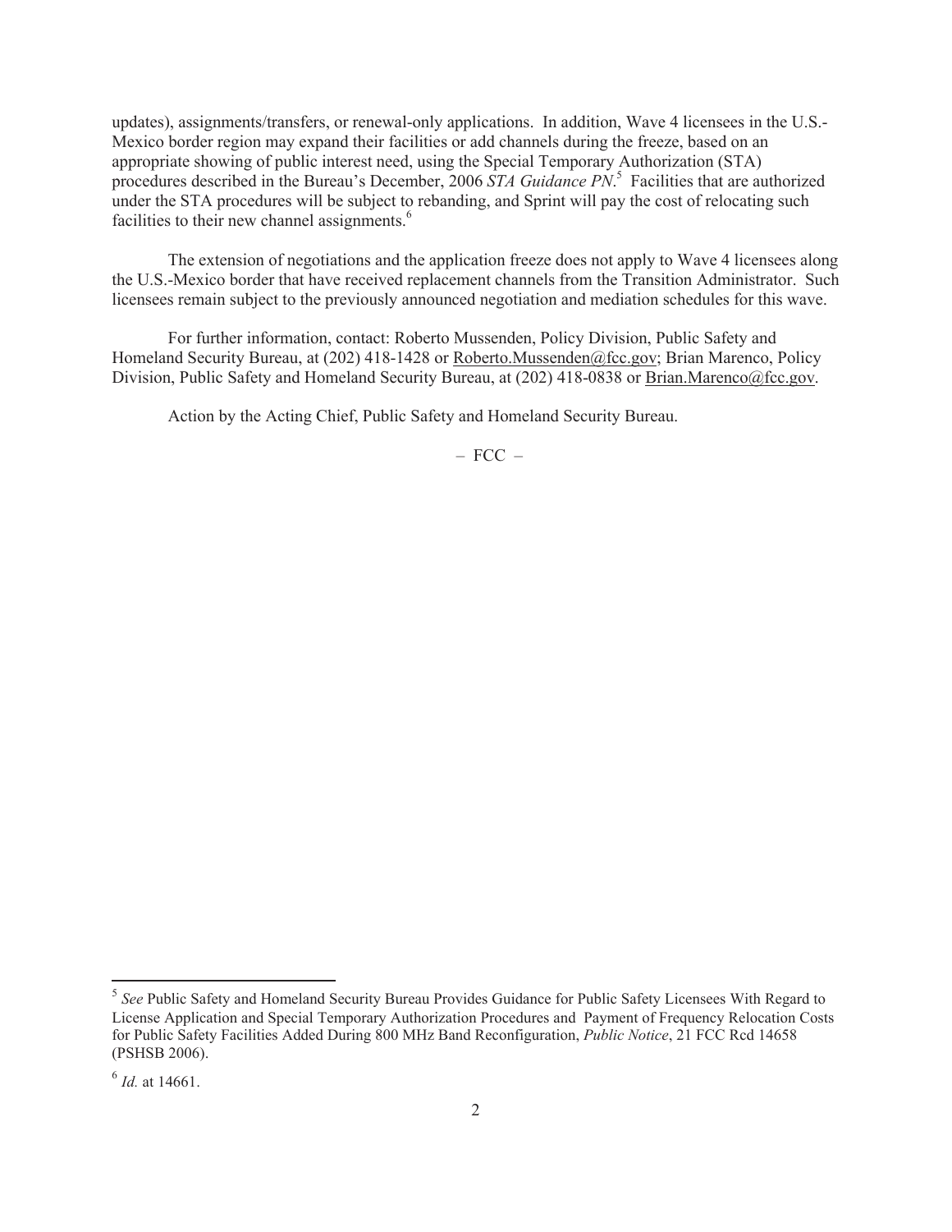updates), assignments/transfers, or renewal-only applications. In addition, Wave 4 licensees in the U.S.-Mexico border region may expand their facilities or add channels during the freeze, based on an appropriate showing of public interest need, using the Special Temporary Authorization (STA) procedures described in the Bureau's December, 2006 *STA Guidance PN*.[5] Facilities that are authorized under the STA procedures will be subject to rebanding, and Sprint will pay the cost of relocating such facilities to their new channel assignments.[6]

The extension of negotiations and the application freeze does not apply to Wave 4 licensees along the U.S.-Mexico border that have received replacement channels from the Transition Administrator. Such licensees remain subject to the previously announced negotiation and mediation schedules for this wave.

For further information, contact: Roberto Mussenden, Policy Division, Public Safety and Homeland Security Bureau, at (202) 418-1428 or Roberto.Mussenden@fcc.gov; Brian Marenco, Policy Division, Public Safety and Homeland Security Bureau, at (202) 418-0838 or Brian.Marenco@fcc.gov.

Action by the Acting Chief, Public Safety and Homeland Security Bureau.

– FCC –

[5] *See* Public Safety and Homeland Security Bureau Provides Guidance for Public Safety Licensees With Regard to License Application and Special Temporary Authorization Procedures and Payment of Frequency Relocation Costs for Public Safety Facilities Added During 800 MHz Band Reconfiguration, *Public Notice*, 21 FCC Rcd 14658 (PSHSB 2006).

[6] *Id.* at 14661.